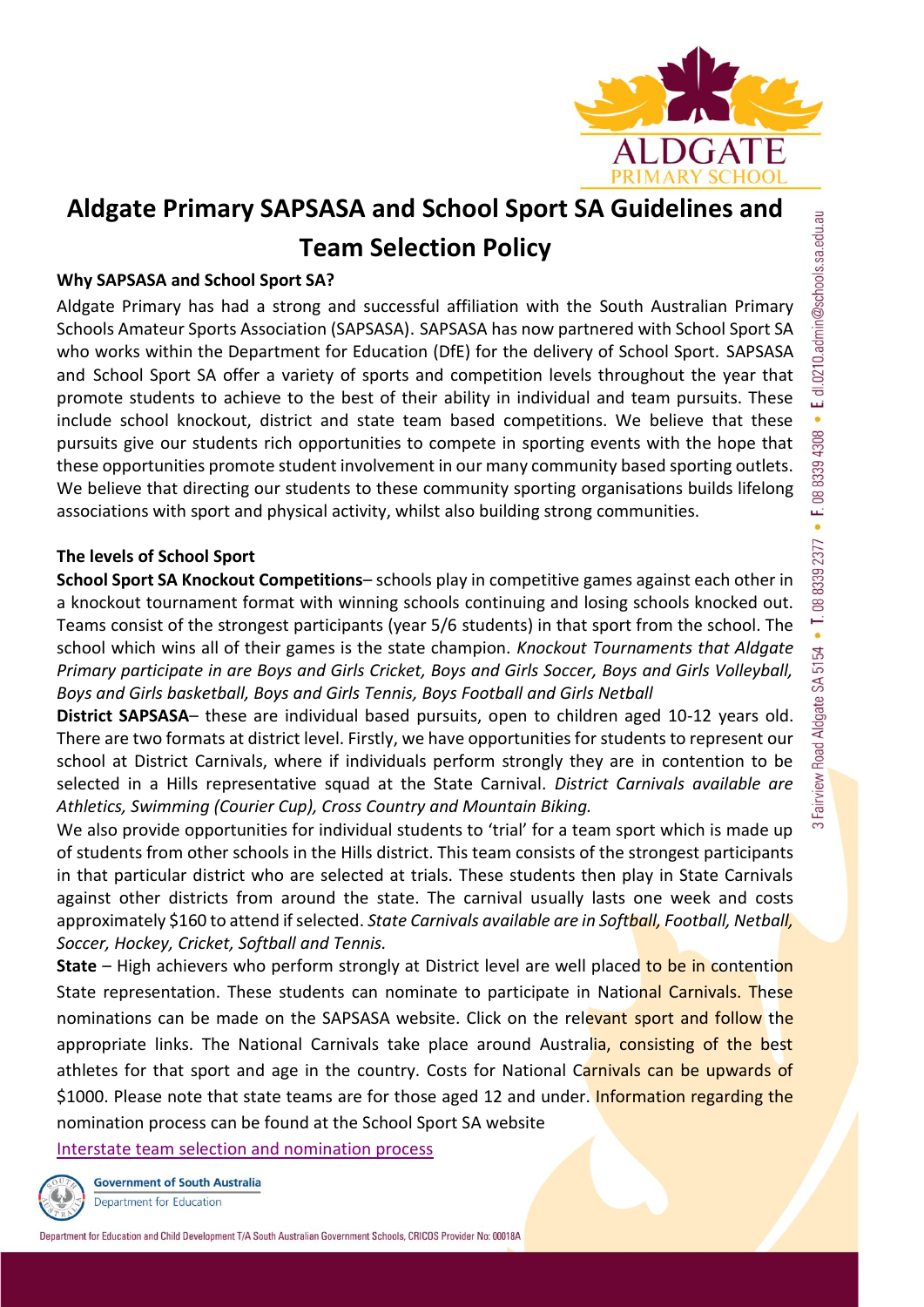# Aldgate Primary SAPSASA and School Sport SA Guidelines and Team Selection Policy

### Why SAPSASA and School Sport SA?

Aldgate Primary has had a strong and successful affiliation with the South Australian Primary Schools Amateur Sports Association (SAPSASA). SAPSASA has now partnered with School Sport SA who works within the Department for Education (DfE) for the delivery of School Sport. SAPSASA and School Sport SA offer a variety of sports and competition levels throughout the year that promote students to achieve to the best of their ability in individual and team pursuits. These include school knockout, district and state team based competitions. We believe that these pursuits give our students rich opportunities to compete in sporting events with the hope that these opportunities promote student involvement in our many community based sporting outlets. We believe that directing our students to these community sporting organisations builds lifelong associations with sport and physical activity, whilst also building strong communities.

### The levels of School Sport

**School Sport SA Knockout Competitions**– schools play in competitive games against each other in a knockout tournament format with winning schools continuing and losing schools knocked out. Teams consist of the strongest participants (year 5/6 students) in that sport from the school. The school which wins all of their games is the state champion. *Knockout Tournaments that Aldgate Primary participate in are Boys and Girls Cricket, Boys and Girls Soccer, Boys and Girls Volleyball, Boys and Girls basketball, Boys and Girls Tennis, Boys Football and Girls Netball*

**District SAPSASA**– these are individual based pursuits, open to children aged 10-12 years old. There are two formats at district level. Firstly, we have opportunities for students to represent our school at District Carnivals, where if individuals perform strongly they are in contention to be selected in a Hills representative squad at the State Carnival. *District Carnivals available are Athletics, Swimming (Courier Cup), Cross Country and Mountain Biking.*

We also provide opportunities for individual students to 'trial' for a team sport which is made up of students from other schools in the Hills district. This team consists of the strongest participants in that particular district who are selected at trials. These students then play in State Carnivals against other districts from around the state. The carnival usually lasts one week and costs approximately $160 to attend if selected. *State Carnivals available are in Softball, Football, Netball, Soccer, Hockey, Cricket, Softball and Tennis.*

**State** – High achievers who perform strongly at District level are well placed to be in contention State representation. These students can nominate to participate in National Carnivals. These nominations can be made on the SAPSASA website. Click on the relevant sport and follow the appropriate links. The National Carnivals take place around Australia, consisting of the best athletes for that sport and age in the country. Costs for National Carnivals can be upwards of $1000. Please note that state teams are for those aged 12 and under. Information regarding the nomination process can be found at the School Sport SA website

[Interstate team selection and nomination process]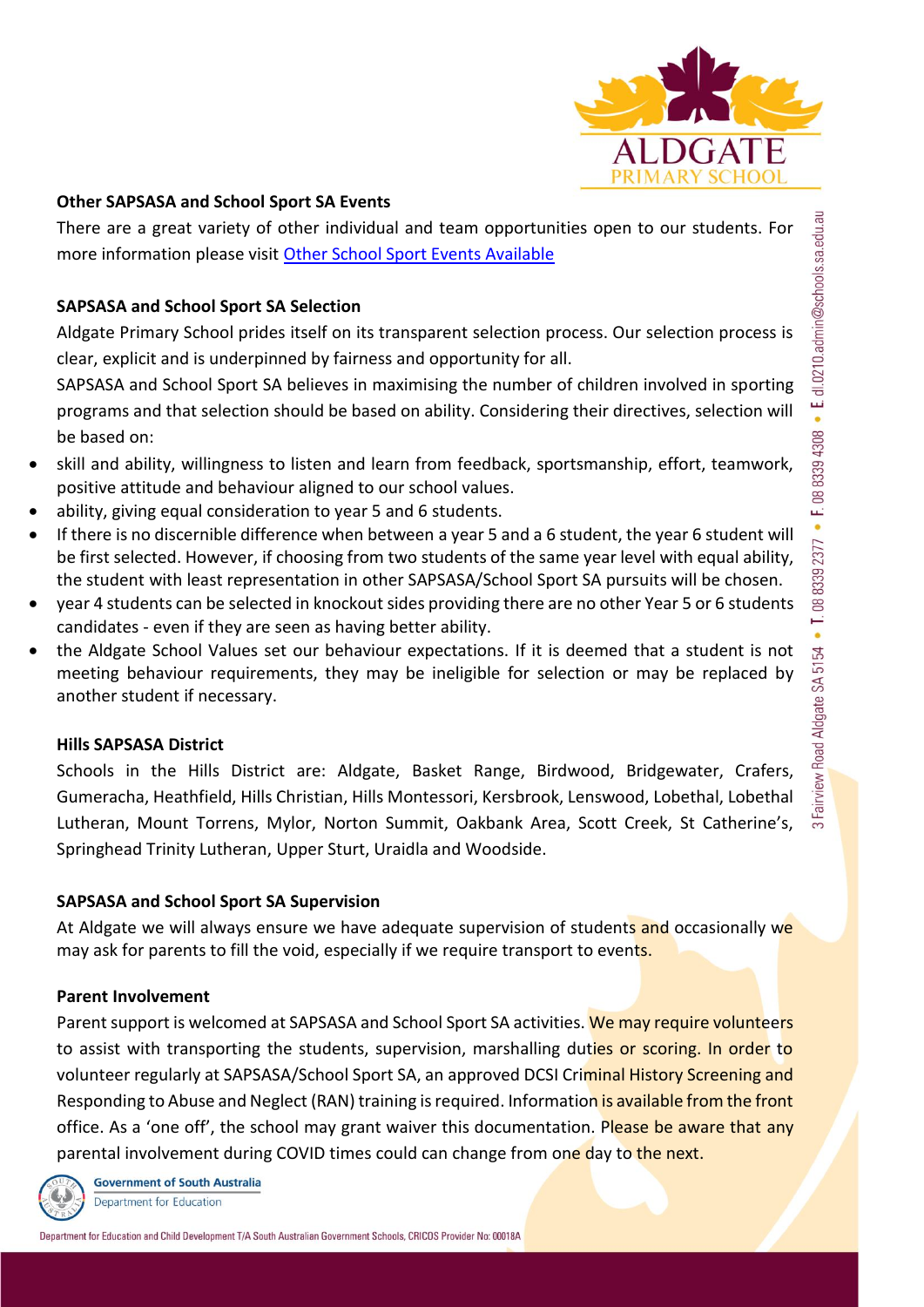**Other SAPSASA and School Sport SA Events**

There are a great variety of other individual and team opportunities open to our students. For more information please visit [Other School Sport Events Available]

**SAPSASA and School Sport SA Selection**

Aldgate Primary School prides itself on its transparent selection process. Our selection process is clear, explicit and is underpinned by fairness and opportunity for all.

SAPSASA and School Sport SA believes in maximising the number of children involved in sporting programs and that selection should be based on ability. Considering their directives, selection will be based on:

- skill and ability, willingness to listen and learn from feedback, sportsmanship, effort, teamwork, positive attitude and behaviour aligned to our school values.
- ability, giving equal consideration to year 5 and 6 students.
- If there is no discernible difference when between a year 5 and a 6 student, the year 6 student will be first selected. However, if choosing from two students of the same year level with equal ability, the student with least representation in other SAPSASA/School Sport SA pursuits will be chosen.
- year 4 students can be selected in knockout sides providing there are no other Year 5 or 6 students candidates - even if they are seen as having better ability.
- the Aldgate School Values set our behaviour expectations. If it is deemed that a student is not meeting behaviour requirements, they may be ineligible for selection or may be replaced by another student if necessary.

**Hills SAPSASA District**

Schools in the Hills District are: Aldgate, Basket Range, Birdwood, Bridgewater, Crafers, Gumeracha, Heathfield, Hills Christian, Hills Montessori, Kersbrook, Lenswood, Lobethal, Lobethal Lutheran, Mount Torrens, Mylor, Norton Summit, Oakbank Area, Scott Creek, St Catherine's, Springhead Trinity Lutheran, Upper Sturt, Uraidla and Woodside.

**SAPSASA and School Sport SA Supervision**

At Aldgate we will always ensure we have adequate supervision of students and occasionally we may ask for parents to fill the void, especially if we require transport to events.

**Parent Involvement**

Parent support is welcomed at SAPSASA and School Sport SA activities. We may require volunteers to assist with transporting the students, supervision, marshalling duties or scoring. In order to volunteer regularly at SAPSASA/School Sport SA, an approved DCSI Criminal History Screening and Responding to Abuse and Neglect (RAN) training is required. Information is available from the front office. As a 'one off', the school may grant waiver this documentation. Please be aware that any parental involvement during COVID times could can change from one day to the next.